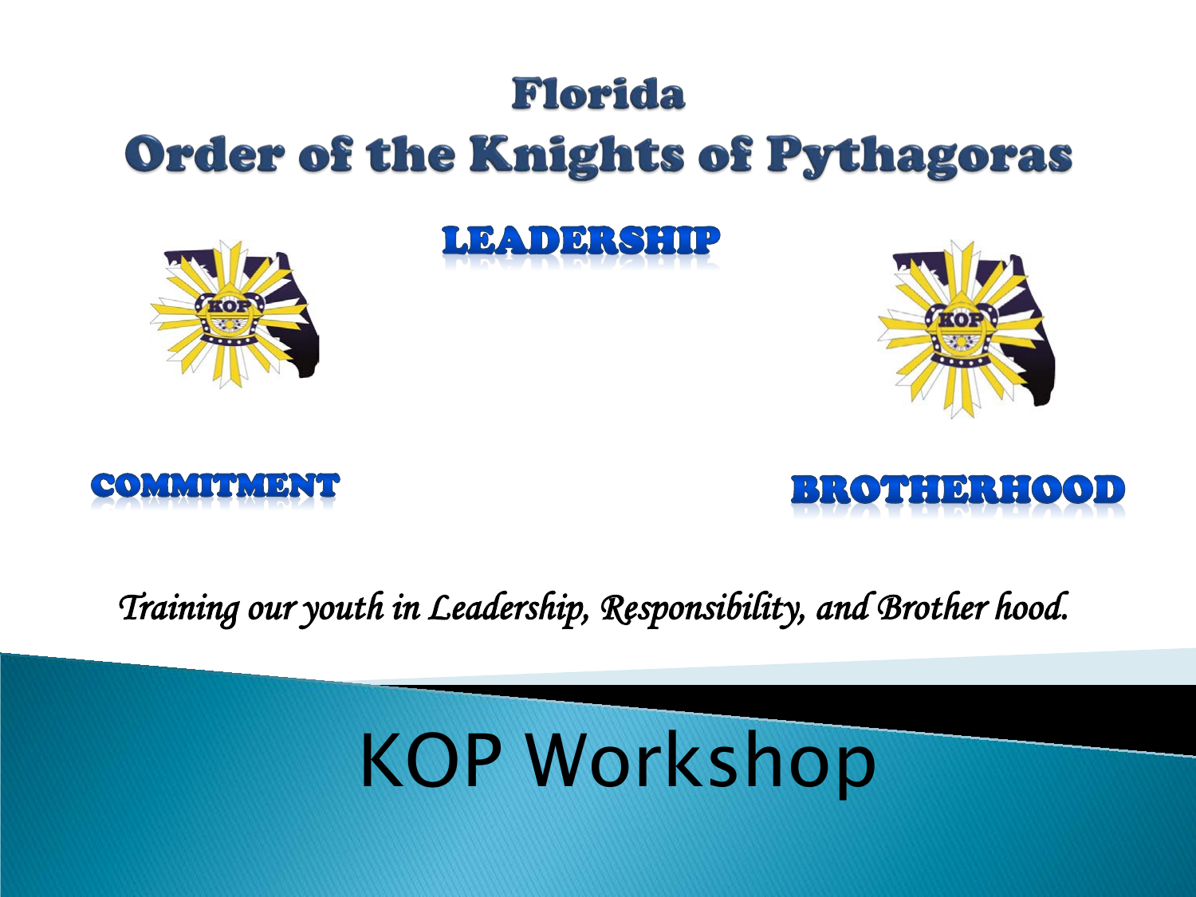# Florida
# Order of the Knights of Pythagoras

**LEADERSHIP**

**COMMITMENT**

**BROTHERHOOD**

*Training our youth in Leadership, Responsibility, and Brother hood.*

# KOP Workshop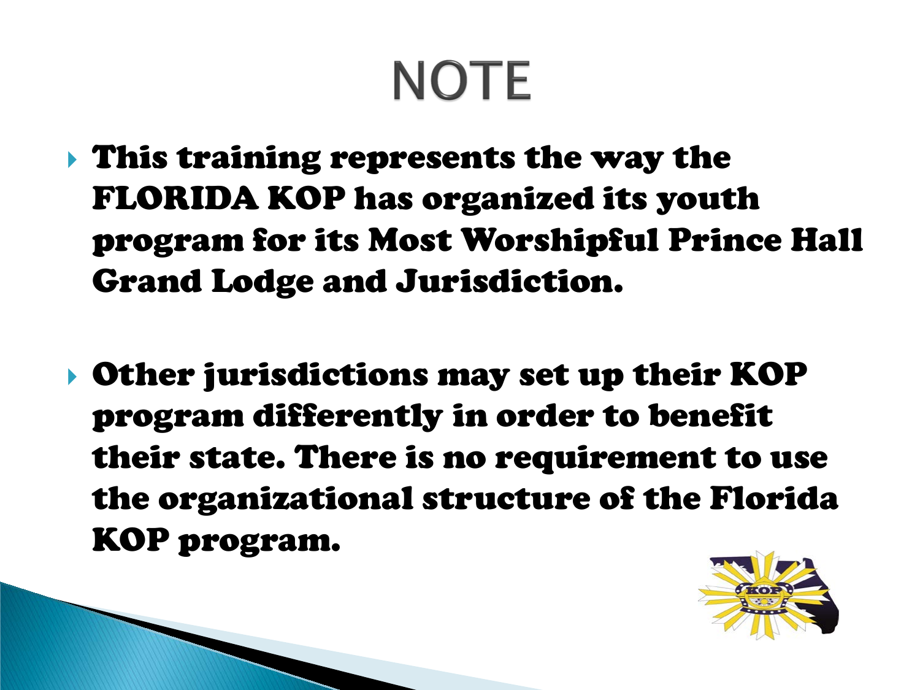# NOTE

- This training represents the way the FLORIDA KOP has organized its youth program for its Most Worshipful Prince Hall Grand Lodge and Jurisdiction.
- Other jurisdictions may set up their KOP program differently in order to benefit their state. There is no requirement to use the organizational structure of the Florida KOP program.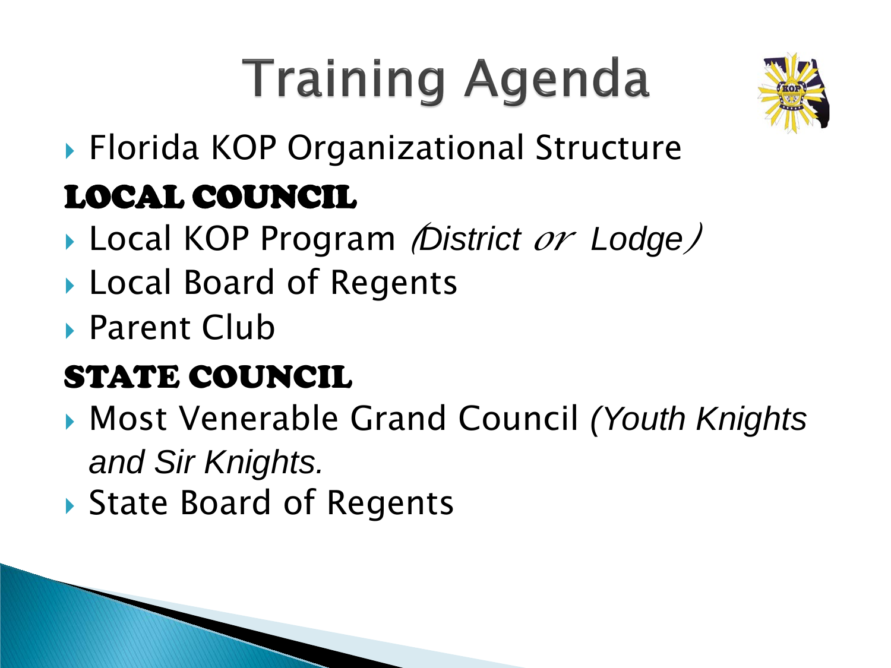# Training Agenda

- Florida KOP Organizational Structure

## LOCAL COUNCIL

- Local KOP Program *(District or Lodge)*
- Local Board of Regents
- Parent Club

## STATE COUNCIL

- Most Venerable Grand Council *(Youth Knights and Sir Knights.*
- State Board of Regents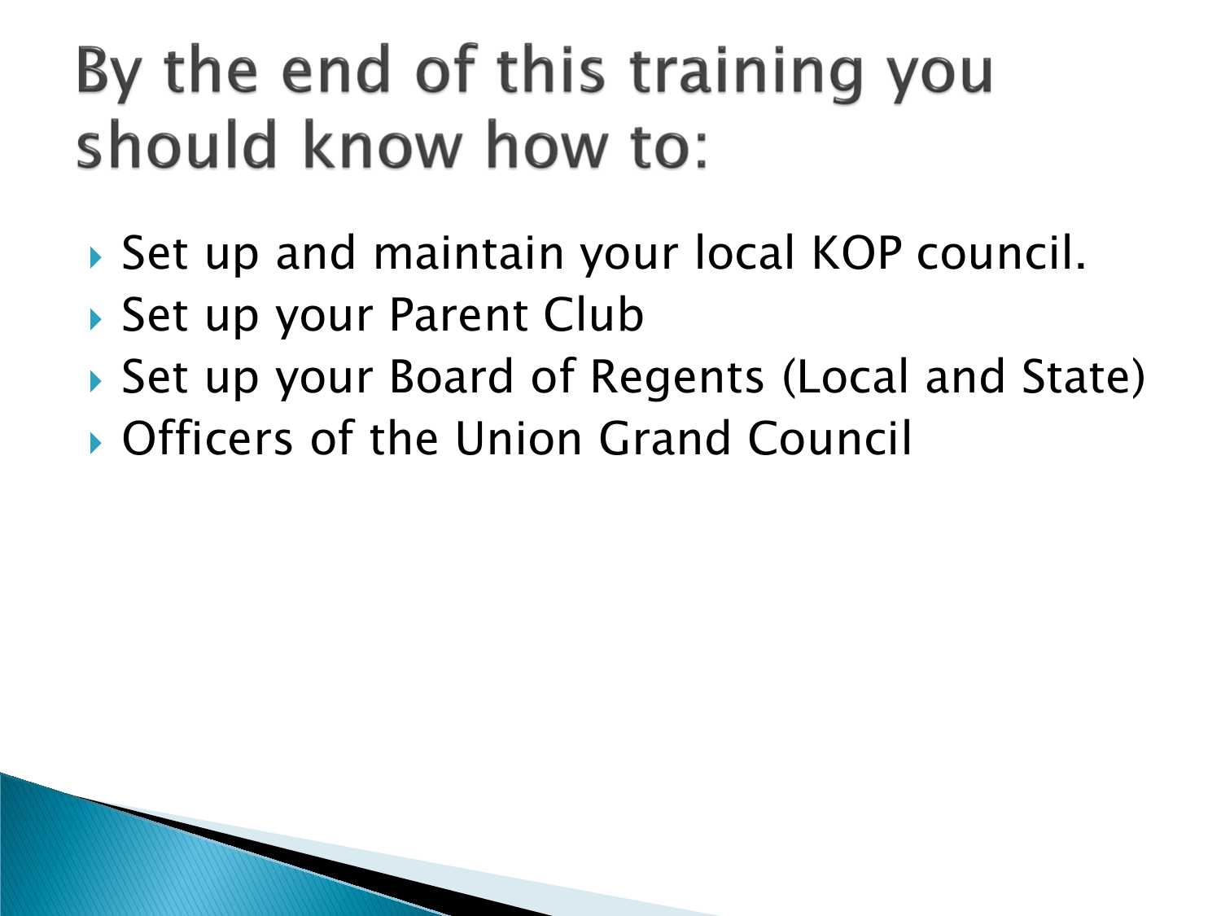# By the end of this training you should know how to:

- Set up and maintain your local KOP council.
- Set up your Parent Club
- Set up your Board of Regents (Local and State)
- Officers of the Union Grand Council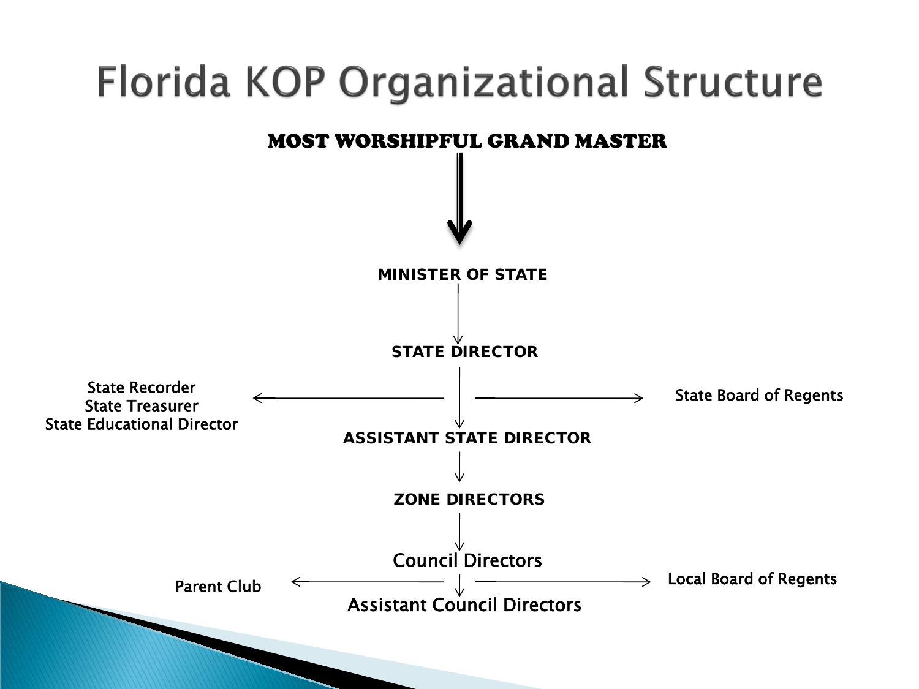# Florida KOP Organizational Structure

**MOST WORSHIPFUL GRAND MASTER**

↓

**MINISTER OF STATE**

↓

**STATE DIRECTOR**

State Recorder
State Treasurer
State Educational Director ← → State Board of Regents

↓

**ASSISTANT STATE DIRECTOR**

↓

**ZONE DIRECTORS**

↓

Council Directors

Parent Club ← → Local Board of Regents

↓

Assistant Council Directors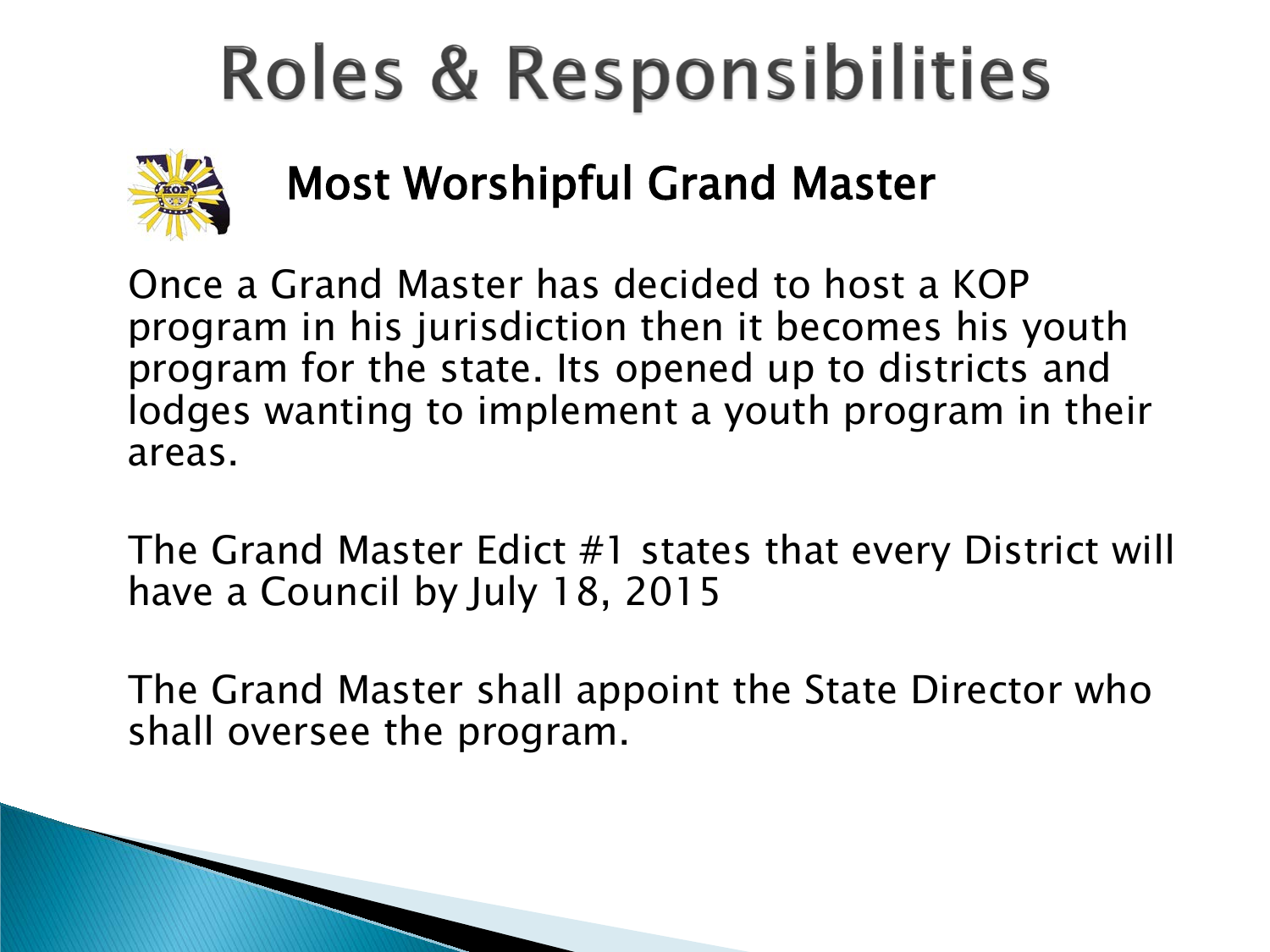# Roles & Responsibilities

## Most Worshipful Grand Master

Once a Grand Master has decided to host a KOP program in his jurisdiction then it becomes his youth program for the state. Its opened up to districts and lodges wanting to implement a youth program in their areas.

The Grand Master Edict #1 states that every District will have a Council by July 18, 2015

The Grand Master shall appoint the State Director who shall oversee the program.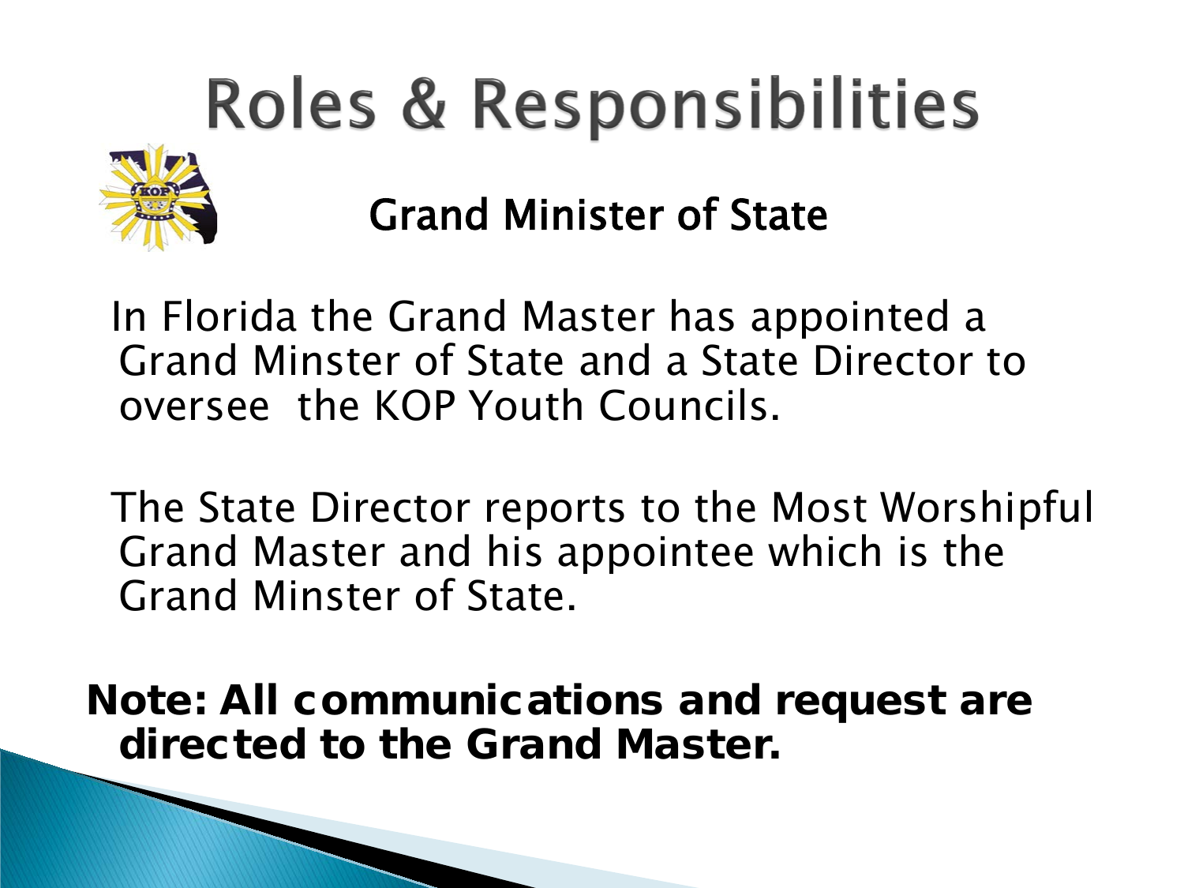# Roles & Responsibilities

## Grand Minister of State

In Florida the Grand Master has appointed a Grand Minster of State and a State Director to oversee the KOP Youth Councils.

The State Director reports to the Most Worshipful Grand Master and his appointee which is the Grand Minster of State.

**Note: All communications and request are directed to the Grand Master.**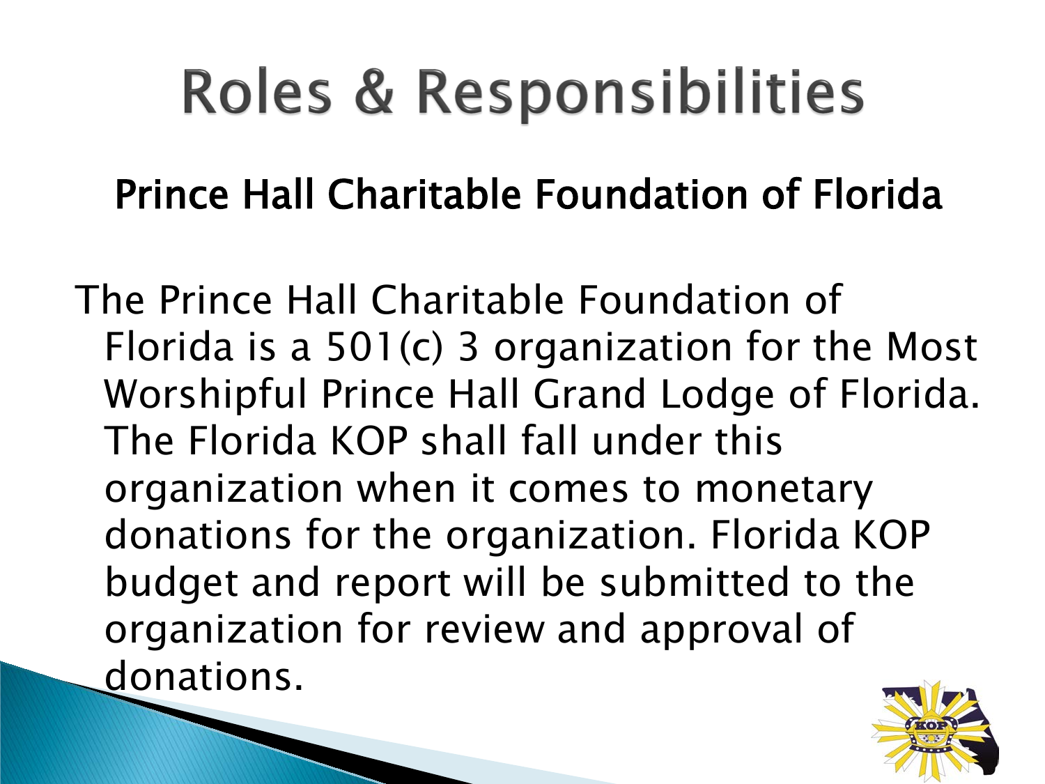# Roles & Responsibilities

## Prince Hall Charitable Foundation of Florida

The Prince Hall Charitable Foundation of Florida is a 501(c) 3 organization for the Most Worshipful Prince Hall Grand Lodge of Florida. The Florida KOP shall fall under this organization when it comes to monetary donations for the organization. Florida KOP budget and report will be submitted to the organization for review and approval of donations.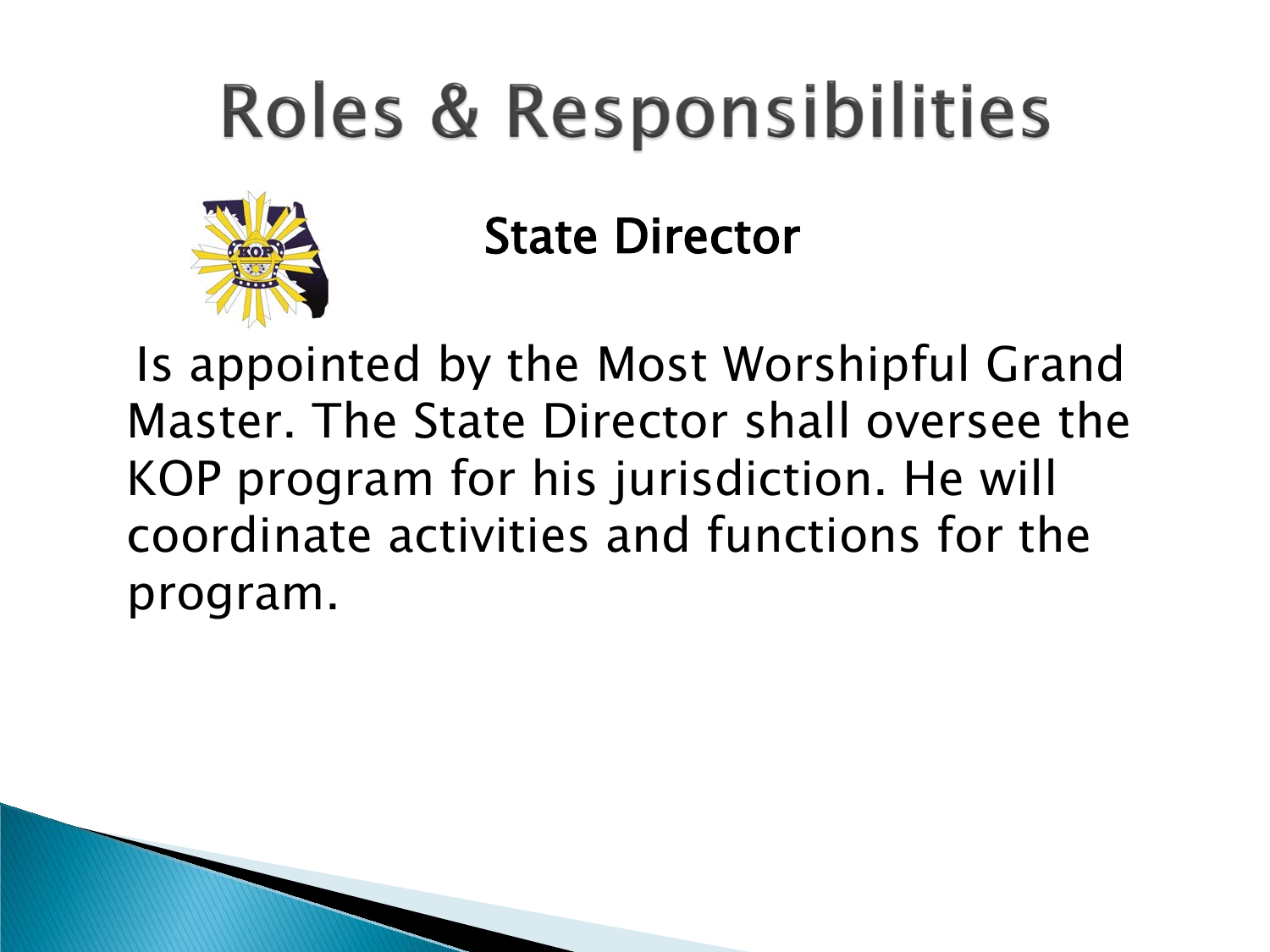# Roles & Responsibilities

## State Director

Is appointed by the Most Worshipful Grand Master. The State Director shall oversee the KOP program for his jurisdiction. He will coordinate activities and functions for the program.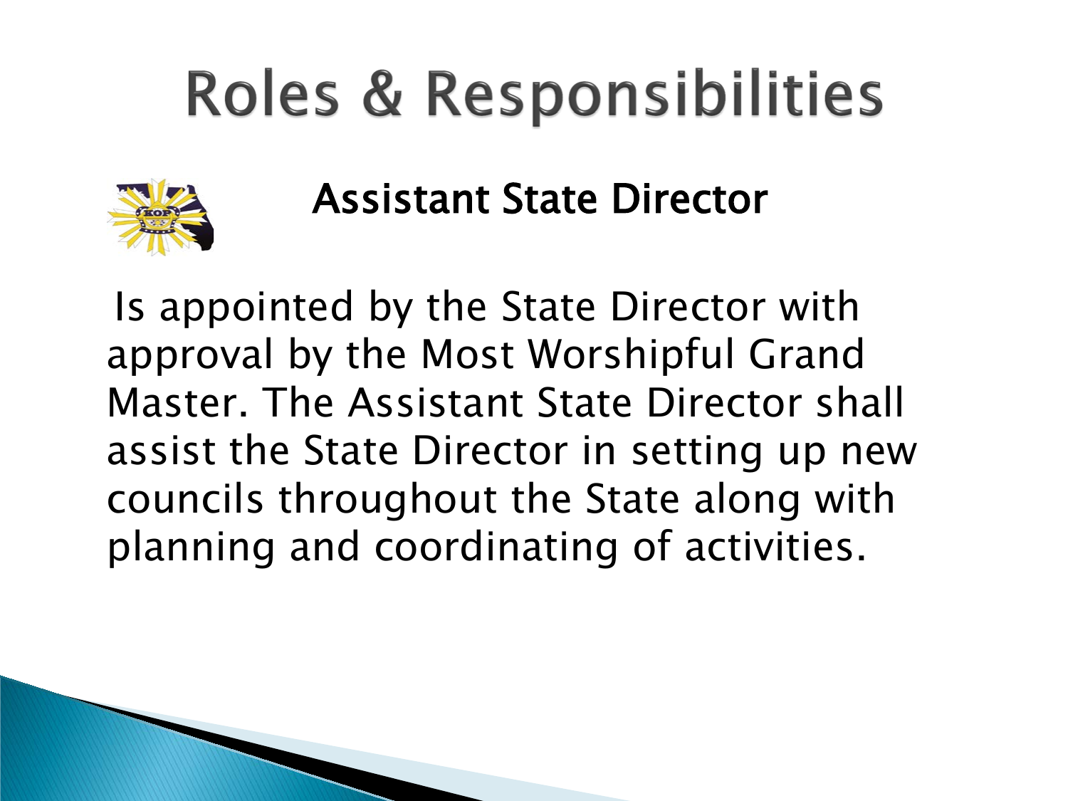# Roles & Responsibilities

## Assistant State Director

Is appointed by the State Director with approval by the Most Worshipful Grand Master. The Assistant State Director shall assist the State Director in setting up new councils throughout the State along with planning and coordinating of activities.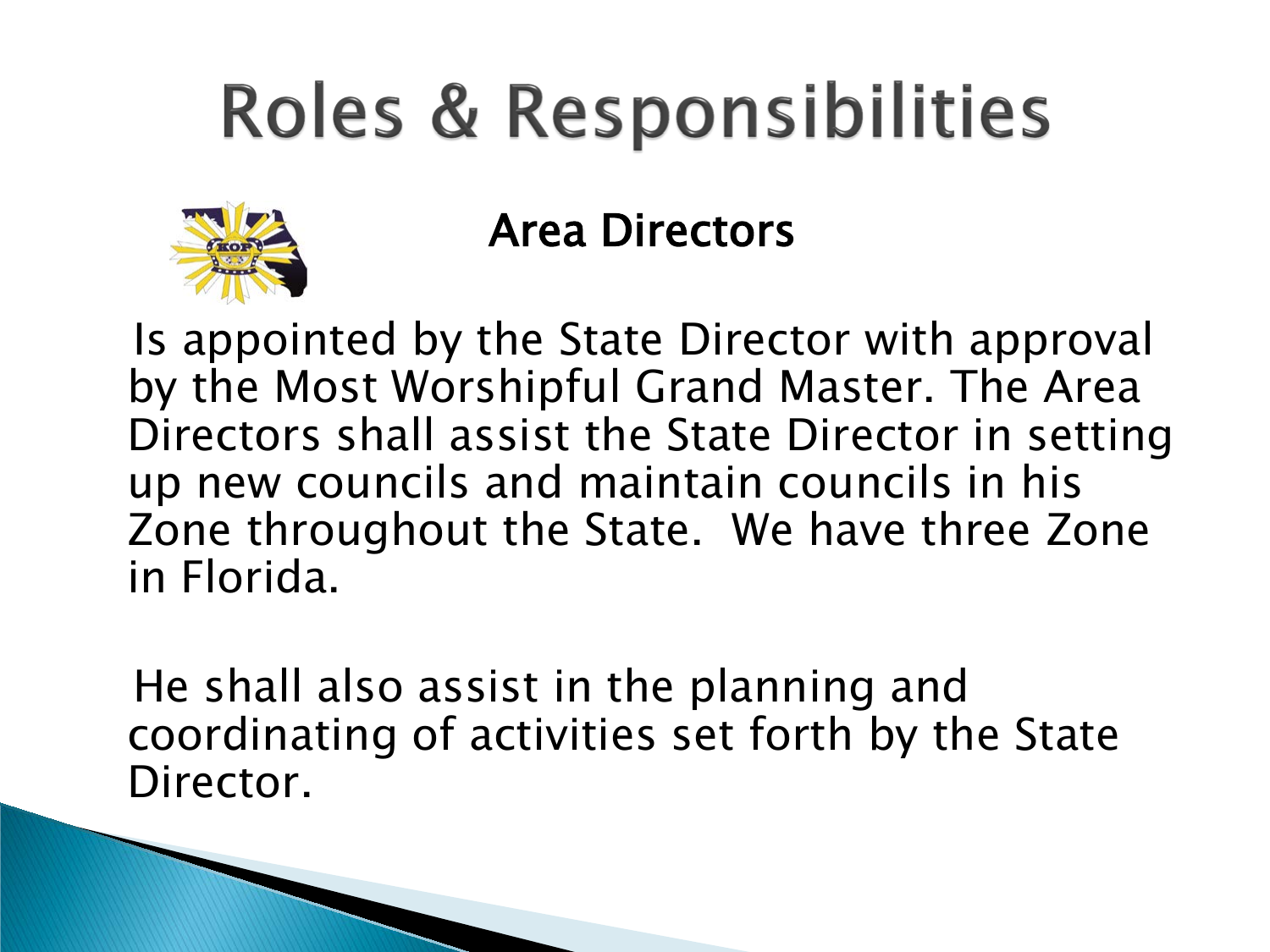# Roles & Responsibilities

## Area Directors

Is appointed by the State Director with approval by the Most Worshipful Grand Master. The Area Directors shall assist the State Director in setting up new councils and maintain councils in his Zone throughout the State. We have three Zone in Florida.

He shall also assist in the planning and coordinating of activities set forth by the State Director.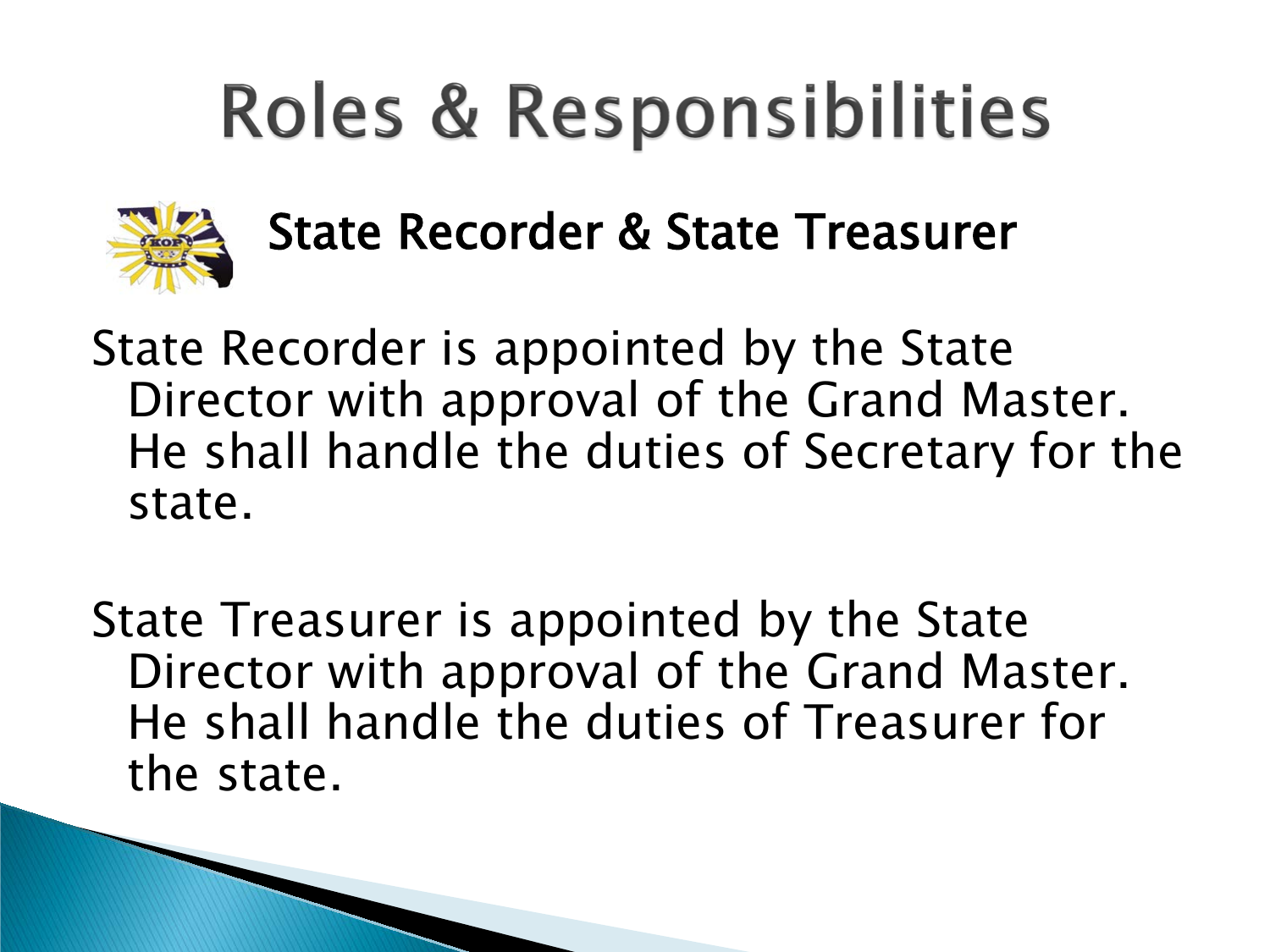# Roles & Responsibilities

## State Recorder & State Treasurer

State Recorder is appointed by the State Director with approval of the Grand Master. He shall handle the duties of Secretary for the state.

State Treasurer is appointed by the State Director with approval of the Grand Master. He shall handle the duties of Treasurer for the state.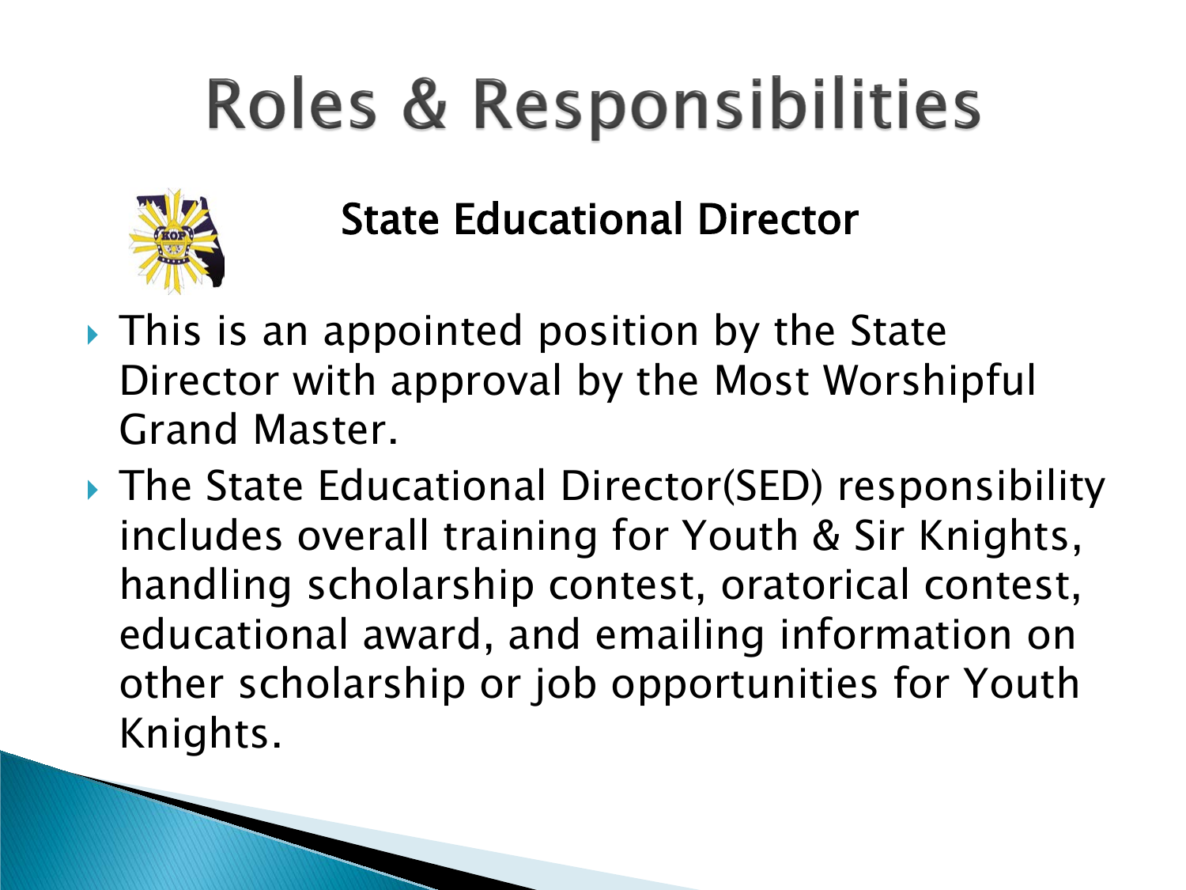# Roles & Responsibilities

## State Educational Director

- This is an appointed position by the State Director with approval by the Most Worshipful Grand Master.
- The State Educational Director(SED) responsibility includes overall training for Youth & Sir Knights, handling scholarship contest, oratorical contest, educational award, and emailing information on other scholarship or job opportunities for Youth Knights.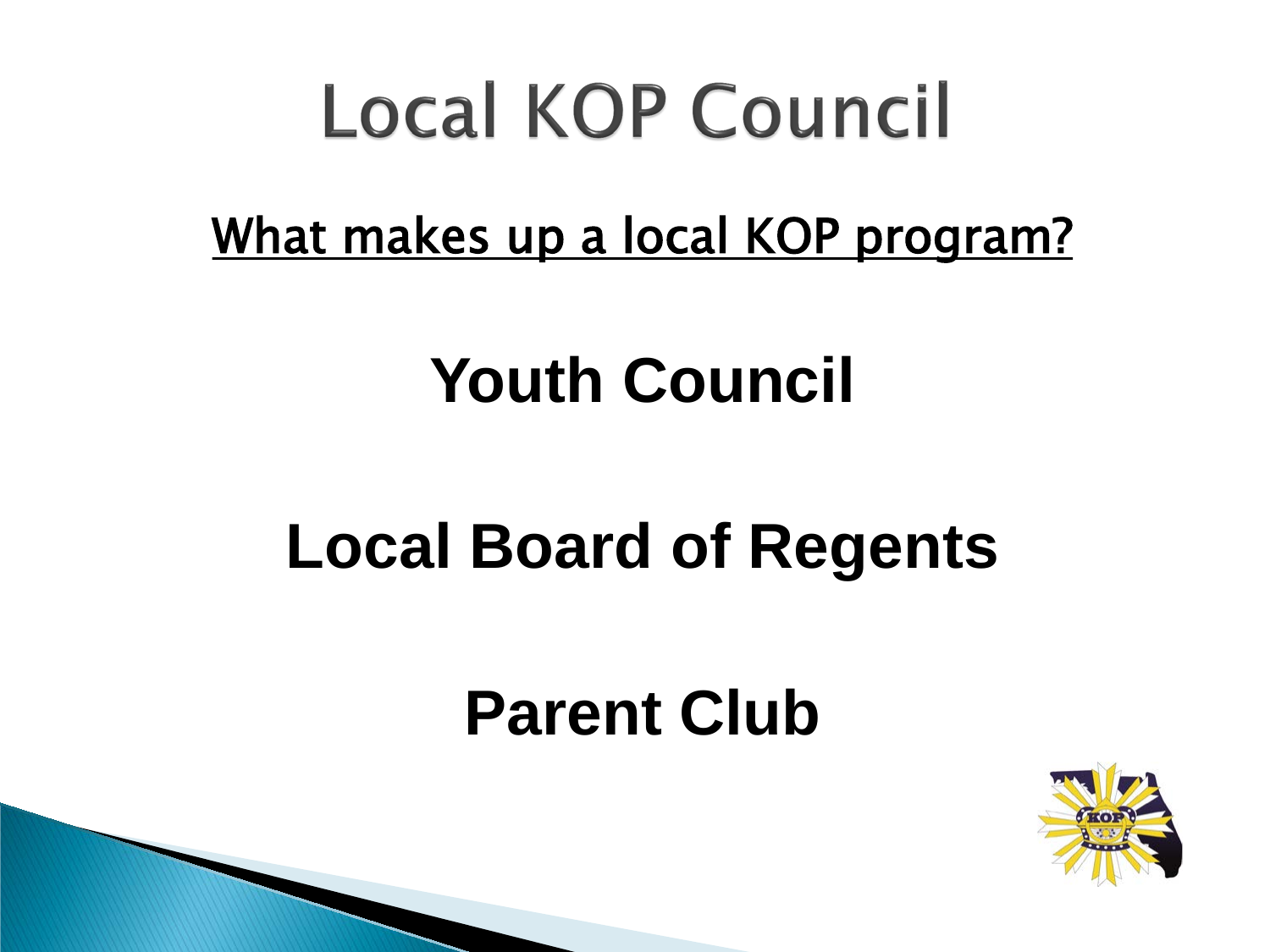# Local KOP Council

<u>What makes up a local KOP program?</u>

**Youth Council**

**Local Board of Regents**

**Parent Club**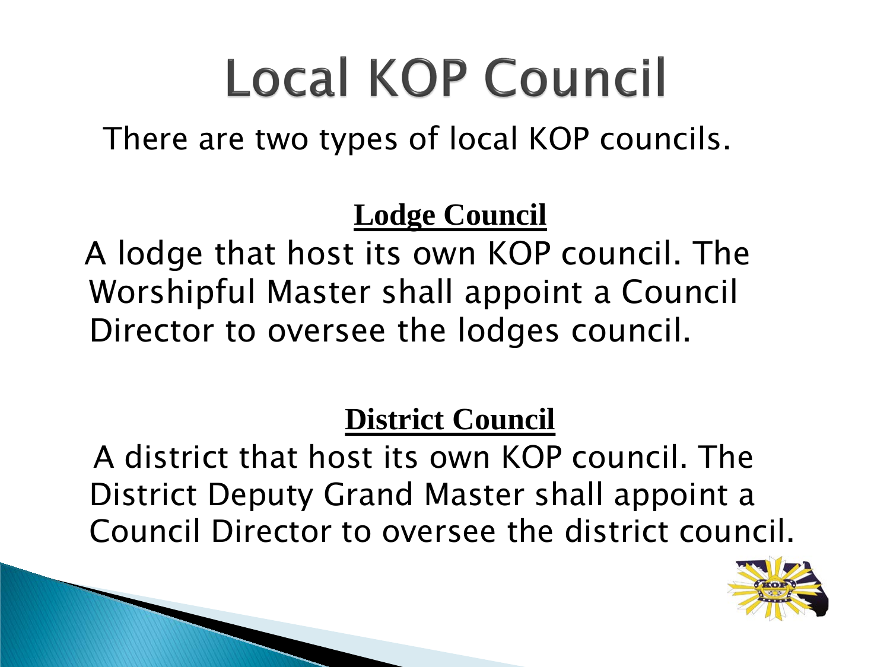# Local KOP Council

There are two types of local KOP councils.

**Lodge Council**

A lodge that host its own KOP council. The Worshipful Master shall appoint a Council Director to oversee the lodges council.

**District Council**

A district that host its own KOP council. The District Deputy Grand Master shall appoint a Council Director to oversee the district council.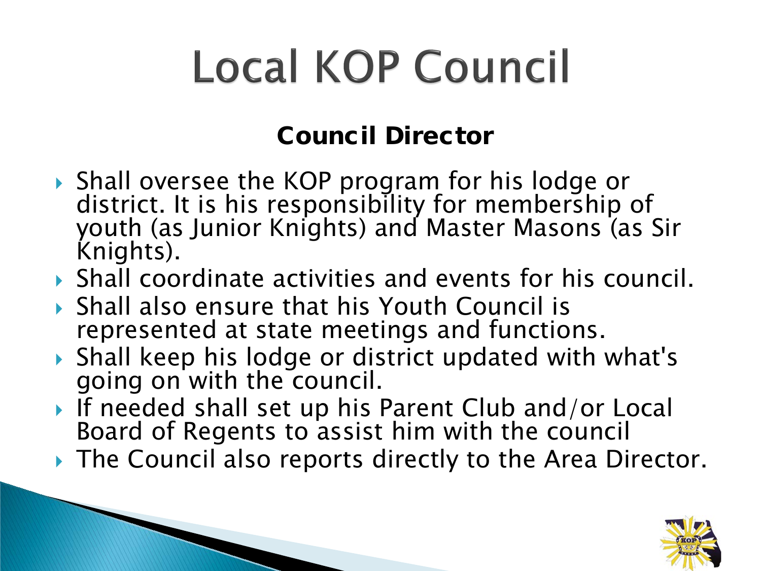# Local KOP Council

## Council Director

- Shall oversee the KOP program for his lodge or district. It is his responsibility for membership of youth (as Junior Knights) and Master Masons (as Sir Knights).
- Shall coordinate activities and events for his council.
- Shall also ensure that his Youth Council is represented at state meetings and functions.
- Shall keep his lodge or district updated with what's going on with the council.
- If needed shall set up his Parent Club and/or Local Board of Regents to assist him with the council
- The Council also reports directly to the Area Director.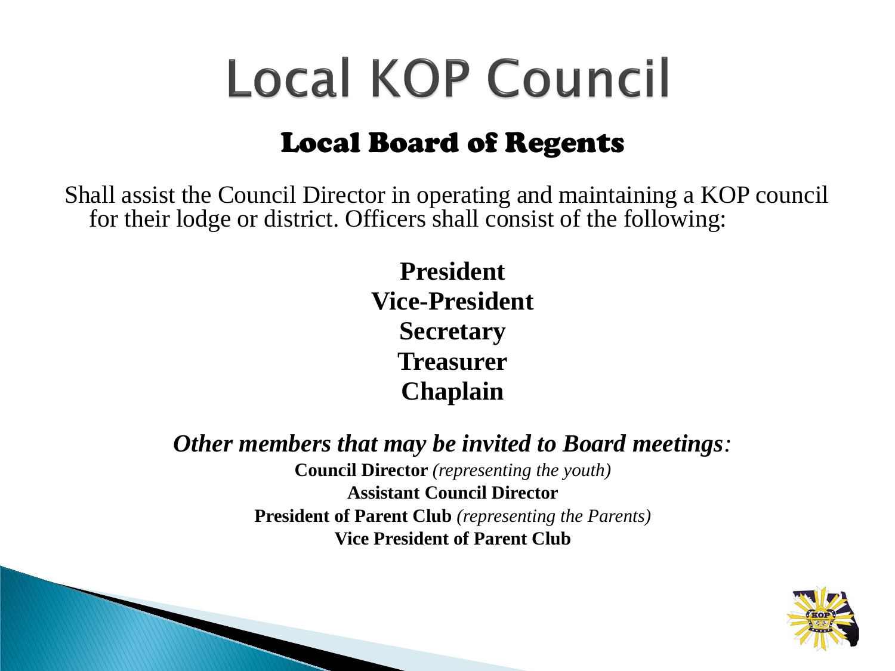# Local KOP Council

## Local Board of Regents

Shall assist the Council Director in operating and maintaining a KOP council for their lodge or district. Officers shall consist of the following:

**President**
**Vice-President**
**Secretary**
**Treasurer**
**Chaplain**

***Other members that may be invited to Board meetings:***

**Council Director** *(representing the youth)*
**Assistant Council Director**
**President of Parent Club** *(representing the Parents)*
**Vice President of Parent Club**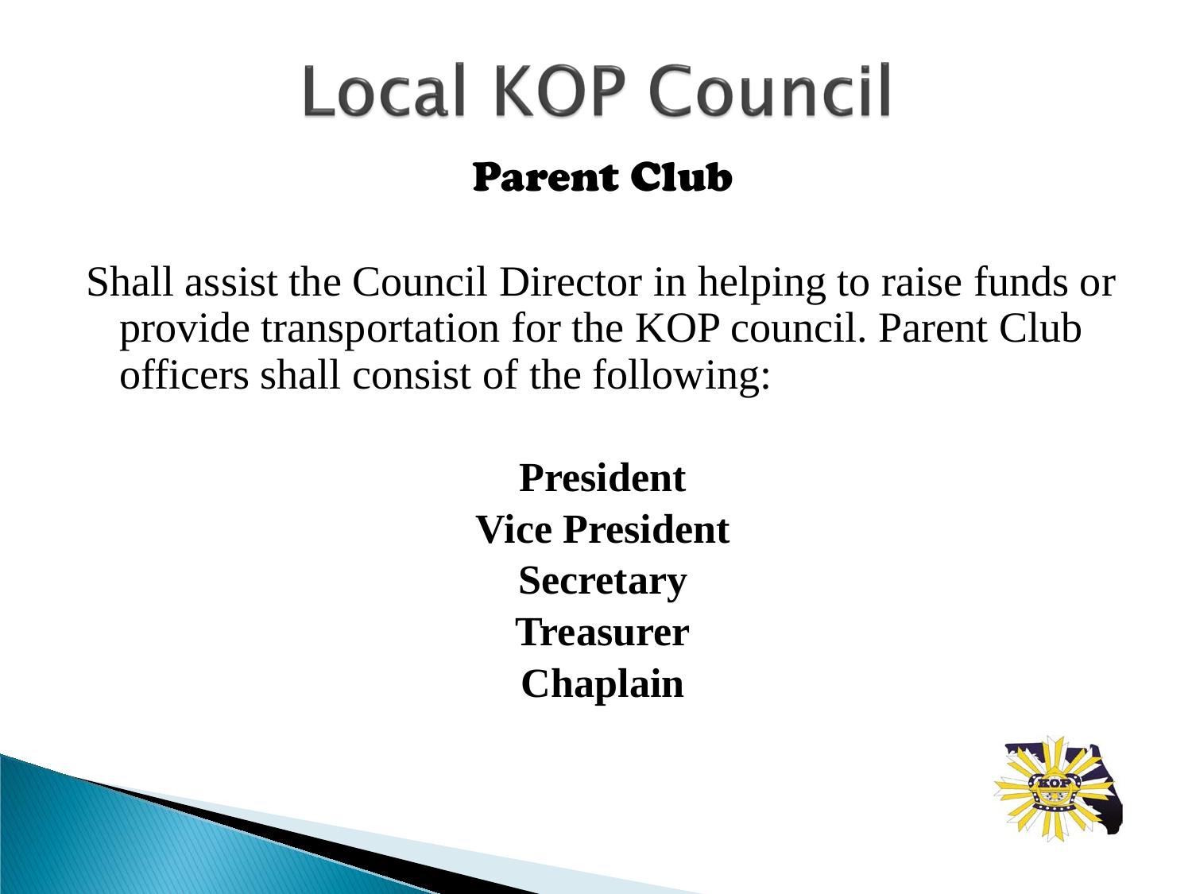# Local KOP Council

## Parent Club

Shall assist the Council Director in helping to raise funds or provide transportation for the KOP council. Parent Club officers shall consist of the following:

**President**
**Vice President**
**Secretary**
**Treasurer**
**Chaplain**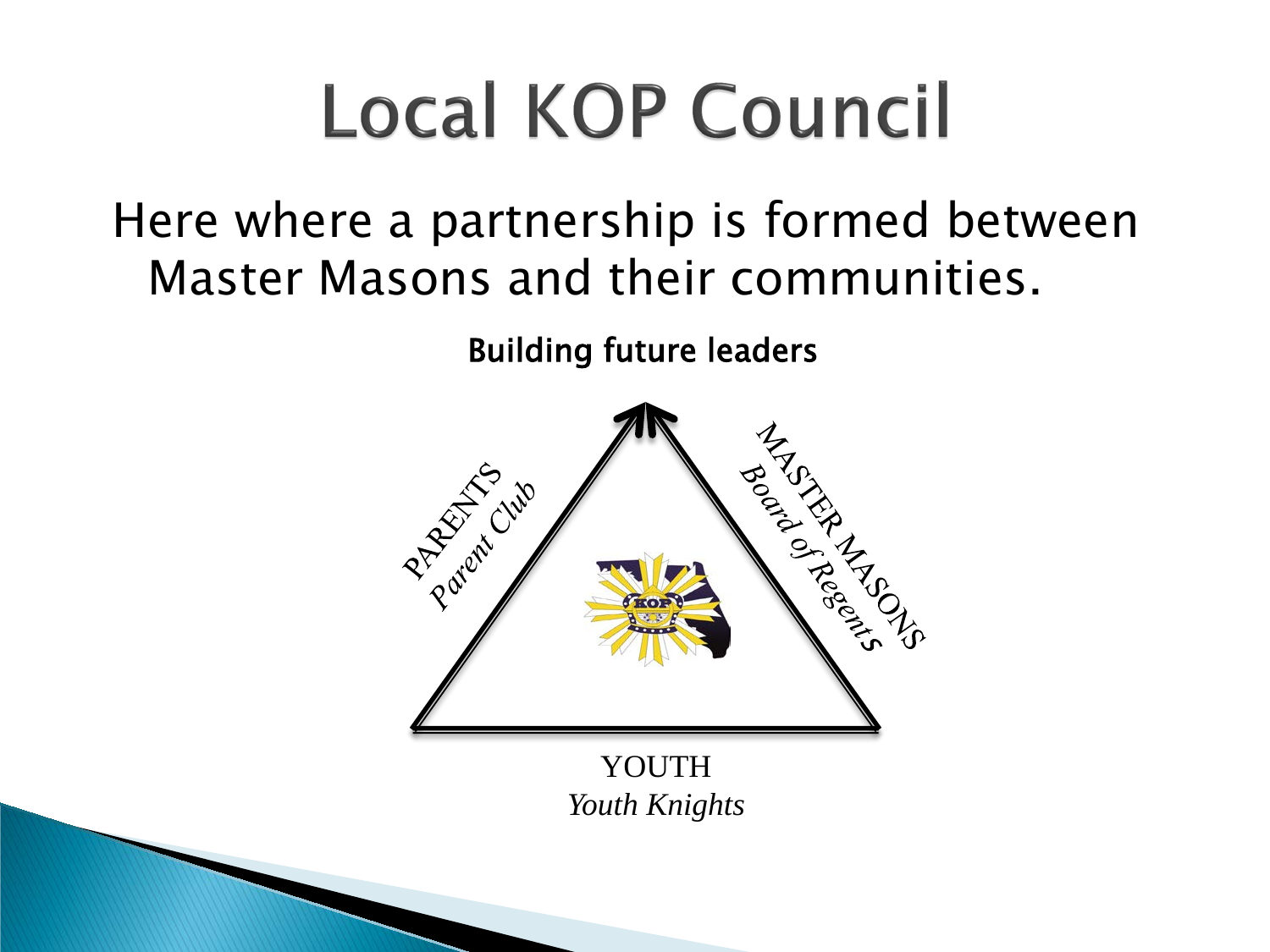# Local KOP Council

Here where a partnership is formed between Master Masons and their communities.

**Building future leaders**

PARENTS
*Parent Club*

MASTER MASONS
*Board of Regents*

YOUTH
*Youth Knights*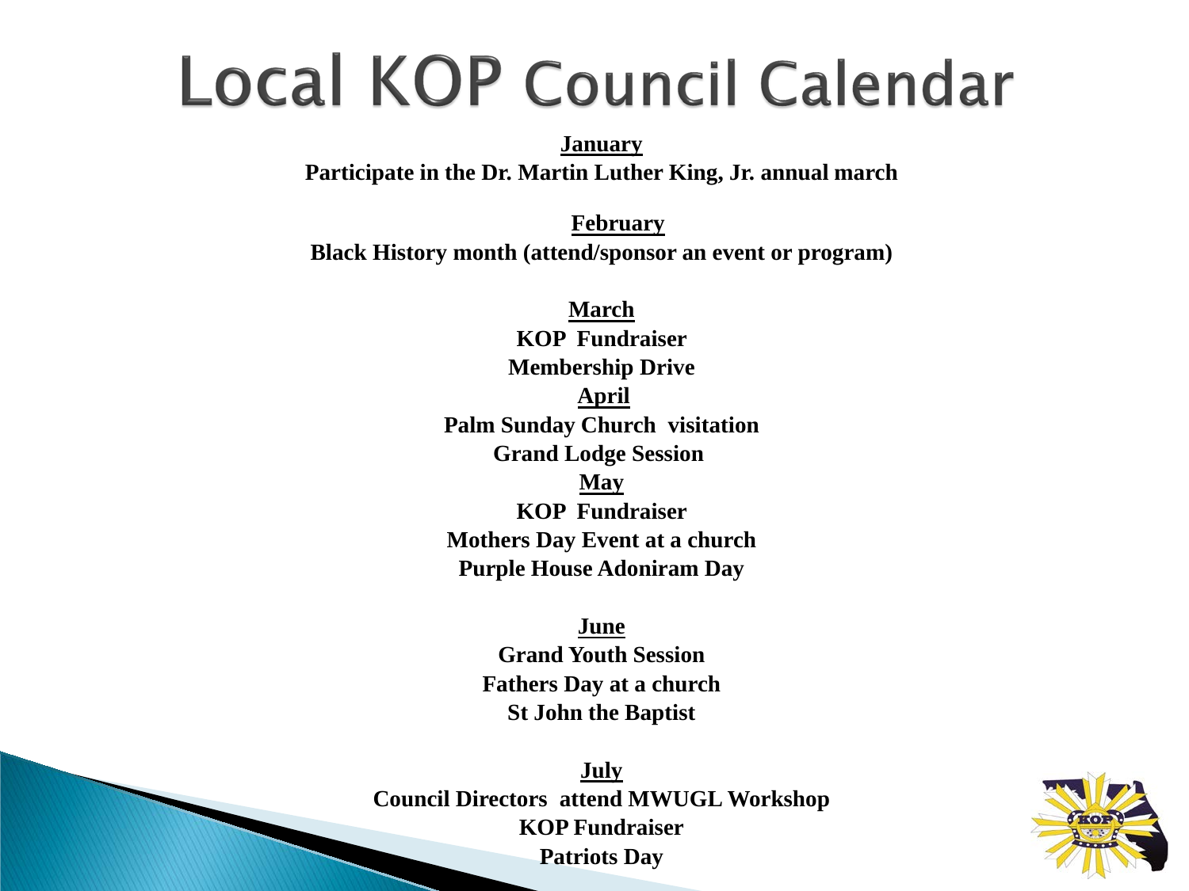# Local KOP Council Calendar

**January**

**Participate in the Dr. Martin Luther King, Jr. annual march**

**February**

**Black History month (attend/sponsor an event or program)**

**March**

**KOP Fundraiser**

**Membership Drive**

**April**

**Palm Sunday Church visitation**

**Grand Lodge Session**

**May**

**KOP Fundraiser**

**Mothers Day Event at a church**

**Purple House Adoniram Day**

**June**

**Grand Youth Session**

**Fathers Day at a church**

**St John the Baptist**

**July**

**Council Directors attend MWUGL Workshop**

**KOP Fundraiser**

**Patriots Day**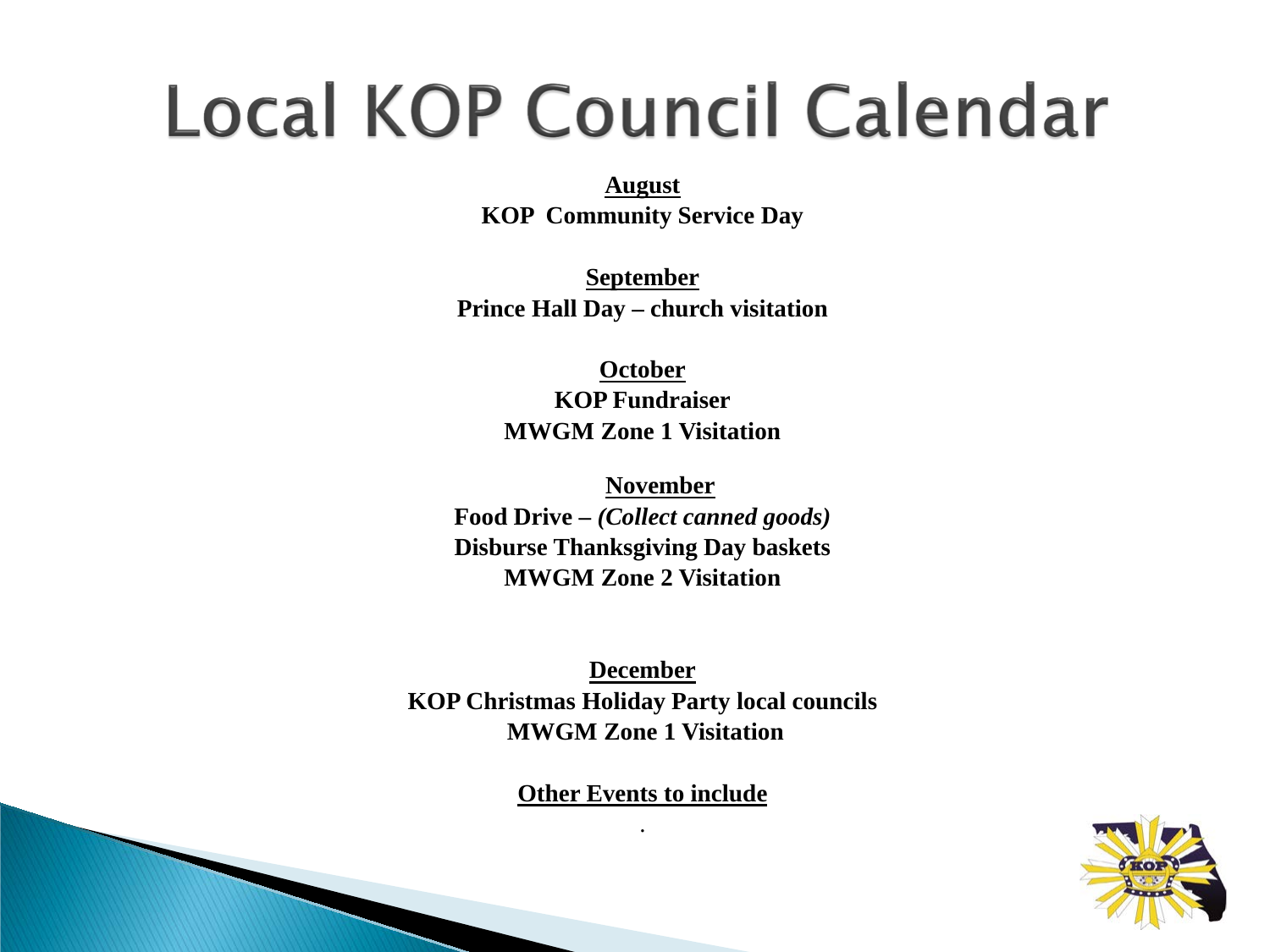# Local KOP Council Calendar

**August**

**KOP Community Service Day**

**September**

**Prince Hall Day – church visitation**

**October**

**KOP Fundraiser**

**MWGM Zone 1 Visitation**

**November**

**Food Drive –** ***(Collect canned goods)***

**Disburse Thanksgiving Day baskets**

**MWGM Zone 2 Visitation**

**December**

**KOP Christmas Holiday Party local councils**

**MWGM Zone 1 Visitation**

**Other Events to include**

.